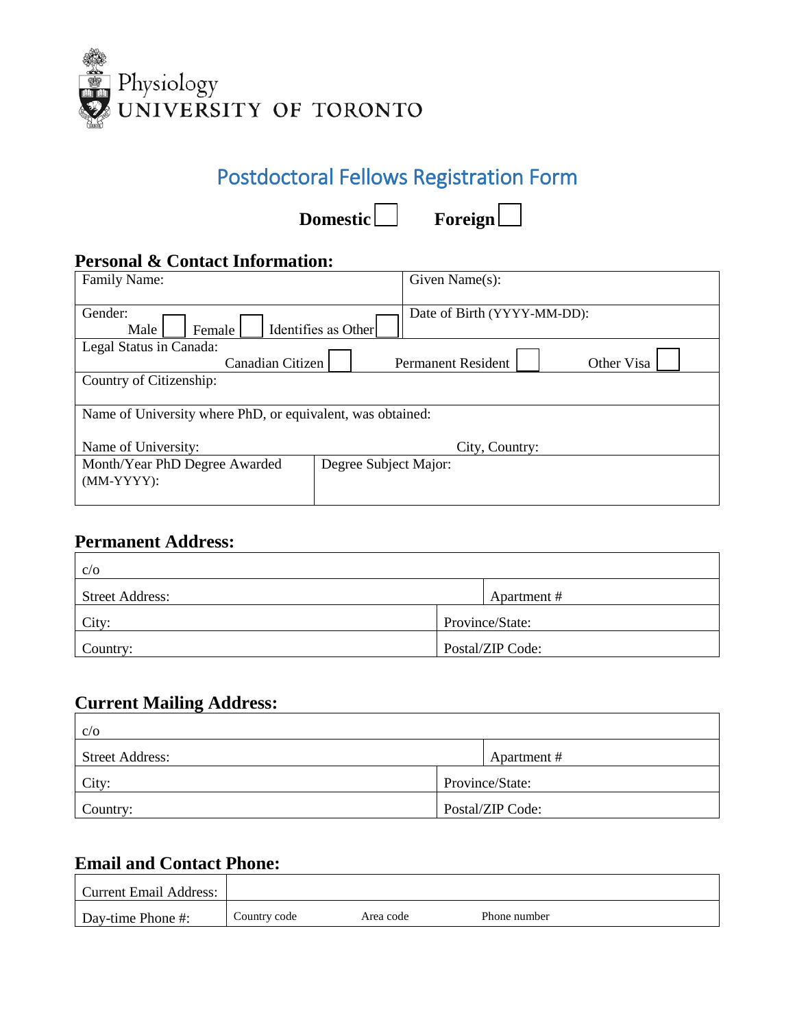Physiology
UNIVERSITY OF TORONTO

# Postdoctoral Fellows Registration Form

**Domestic** ☐ **Foreign** ☐

## Personal & Contact Information:

| | |
|---|---|
| Family Name: | Given Name(s): |
| Gender: Male ☐ Female ☐ Identifies as Other ☐ | Date of Birth (YYYY-MM-DD): |
| Legal Status in Canada: Canadian Citizen ☐ Permanent Resident ☐ Other Visa ☐ | |
| Country of Citizenship: | |
| Name of University where PhD, or equivalent, was obtained: Name of University: | City, Country: |
| Month/Year PhD Degree Awarded (MM-YYYY): | Degree Subject Major: |

## Permanent Address:

| | |
|---|---|
| c/o | |
| Street Address: | Apartment # |
| City: | Province/State: |
| Country: | Postal/ZIP Code: |

## Current Mailing Address:

| | |
|---|---|
| c/o | |
| Street Address: | Apartment # |
| City: | Province/State: |
| Country: | Postal/ZIP Code: |

## Email and Contact Phone:

| | | | |
|---|---|---|---|
| Current Email Address: | | | |
| Day-time Phone #: | Country code | Area code | Phone number |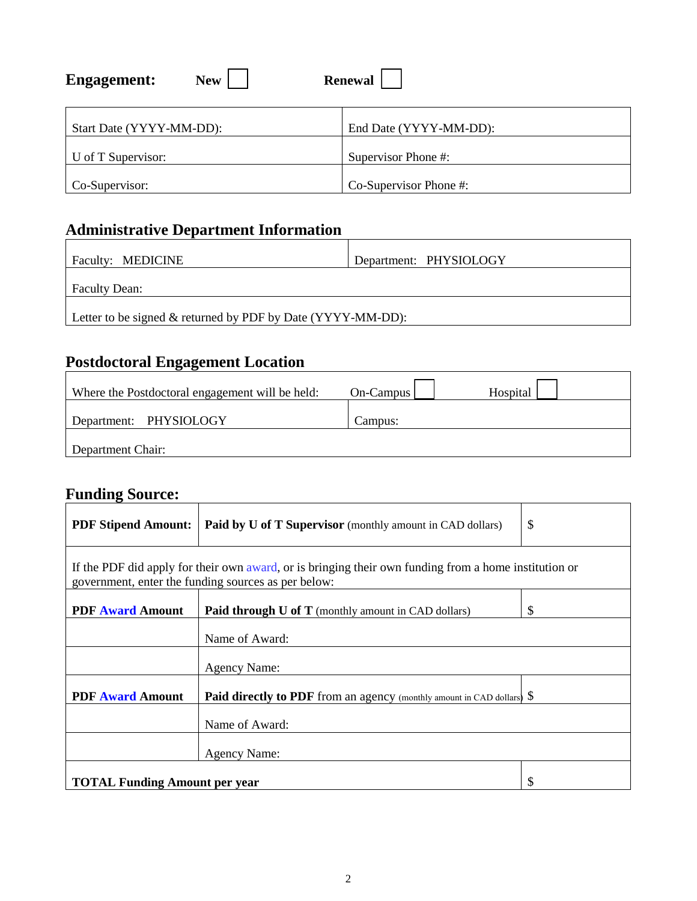**Engagement:** New ☐ Renewal ☐

| | |
|---|---|
| Start Date (YYYY-MM-DD): | End Date (YYYY-MM-DD): |
| U of T Supervisor: | Supervisor Phone #: |
| Co-Supervisor: | Co-Supervisor Phone #: |

## Administrative Department Information

| | |
|---|---|
| Faculty: MEDICINE | Department: PHYSIOLOGY |
| Faculty Dean: | |
| Letter to be signed & returned by PDF by Date (YYYY-MM-DD): | |

## Postdoctoral Engagement Location

| | |
|---|---|
| Where the Postdoctoral engagement will be held: | On-Campus ☐ Hospital ☐ |
| Department: PHYSIOLOGY | Campus: |
| Department Chair: | |

## Funding Source:

| | | |
|---|---|---|
| **PDF Stipend Amount:** | **Paid by U of T Supervisor** (monthly amount in CAD dollars) | $ |
| If the PDF did apply for their own award, or is bringing their own funding from a home institution or government, enter the funding sources as per below: | | |
| **PDF Award Amount** | **Paid through U of T** (monthly amount in CAD dollars) | $ |
| | Name of Award: | |
| | Agency Name: | |
| **PDF Award Amount** | **Paid directly to PDF** from an agency (monthly amount in CAD dollars) | $ |
| | Name of Award: | |
| | Agency Name: | |
| **TOTAL Funding Amount per year** | | $ |